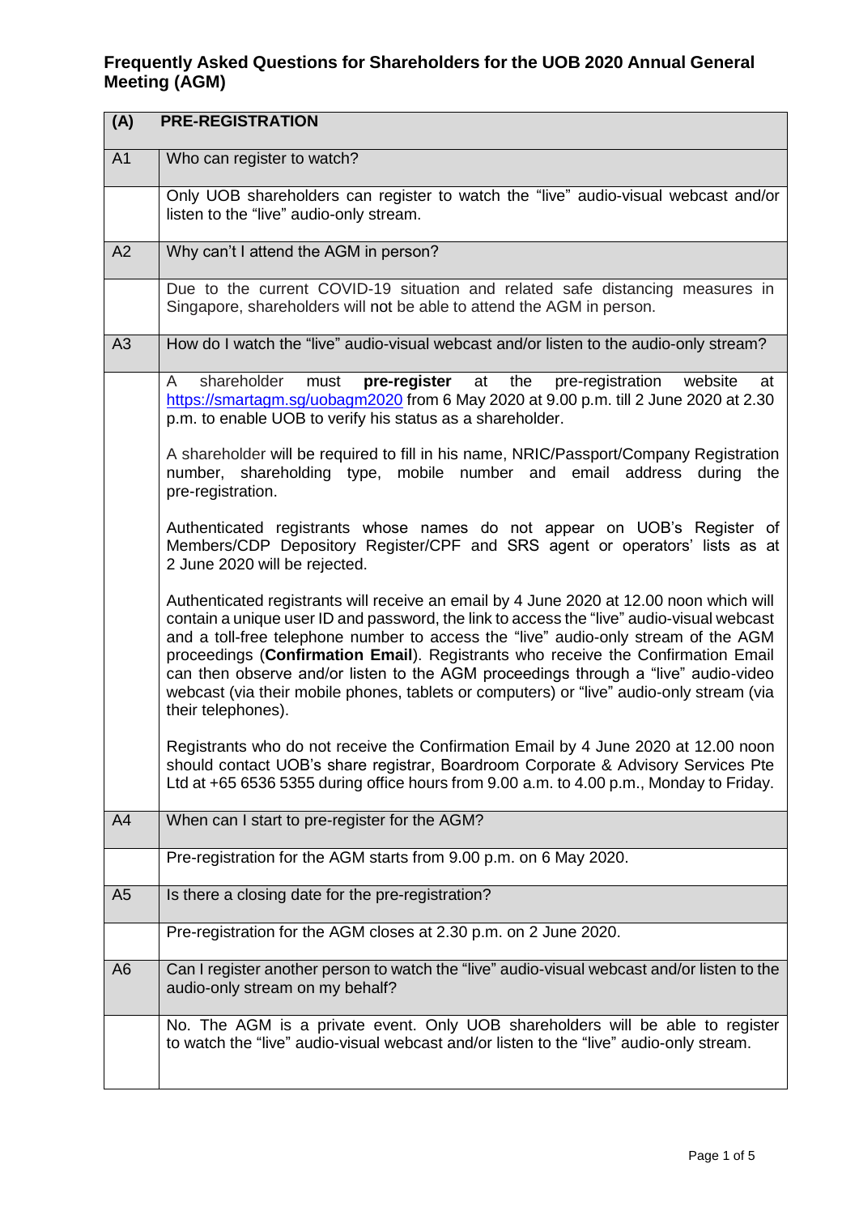# Frequently Asked Questions for Shareholders for the UOB 2020 Annual General Meeting (AGM)

| (A) | PRE-REGISTRATION |
|---|---|
| A1 | Who can register to watch? |
| | Only UOB shareholders can register to watch the "live" audio-visual webcast and/or listen to the "live" audio-only stream. |
| A2 | Why can't I attend the AGM in person? |
| | Due to the current COVID-19 situation and related safe distancing measures in Singapore, shareholders will not be able to attend the AGM in person. |
| A3 | How do I watch the "live" audio-visual webcast and/or listen to the audio-only stream? |
| | A shareholder must **pre-register** at the pre-registration website at https://smartagm.sg/uobagm2020 from 6 May 2020 at 9.00 p.m. till 2 June 2020 at 2.30 p.m. to enable UOB to verify his status as a shareholder.<br><br>A shareholder will be required to fill in his name, NRIC/Passport/Company Registration number, shareholding type, mobile number and email address during the pre-registration.<br><br>Authenticated registrants whose names do not appear on UOB's Register of Members/CDP Depository Register/CPF and SRS agent or operators' lists as at 2 June 2020 will be rejected.<br><br>Authenticated registrants will receive an email by 4 June 2020 at 12.00 noon which will contain a unique user ID and password, the link to access the "live" audio-visual webcast and a toll-free telephone number to access the "live" audio-only stream of the AGM proceedings (**Confirmation Email**). Registrants who receive the Confirmation Email can then observe and/or listen to the AGM proceedings through a "live" audio-video webcast (via their mobile phones, tablets or computers) or "live" audio-only stream (via their telephones).<br><br>Registrants who do not receive the Confirmation Email by 4 June 2020 at 12.00 noon should contact UOB's share registrar, Boardroom Corporate & Advisory Services Pte Ltd at +65 6536 5355 during office hours from 9.00 a.m. to 4.00 p.m., Monday to Friday. |
| A4 | When can I start to pre-register for the AGM? |
| | Pre-registration for the AGM starts from 9.00 p.m. on 6 May 2020. |
| A5 | Is there a closing date for the pre-registration? |
| | Pre-registration for the AGM closes at 2.30 p.m. on 2 June 2020. |
| A6 | Can I register another person to watch the "live" audio-visual webcast and/or listen to the audio-only stream on my behalf? |
| | No. The AGM is a private event. Only UOB shareholders will be able to register to watch the "live" audio-visual webcast and/or listen to the "live" audio-only stream. |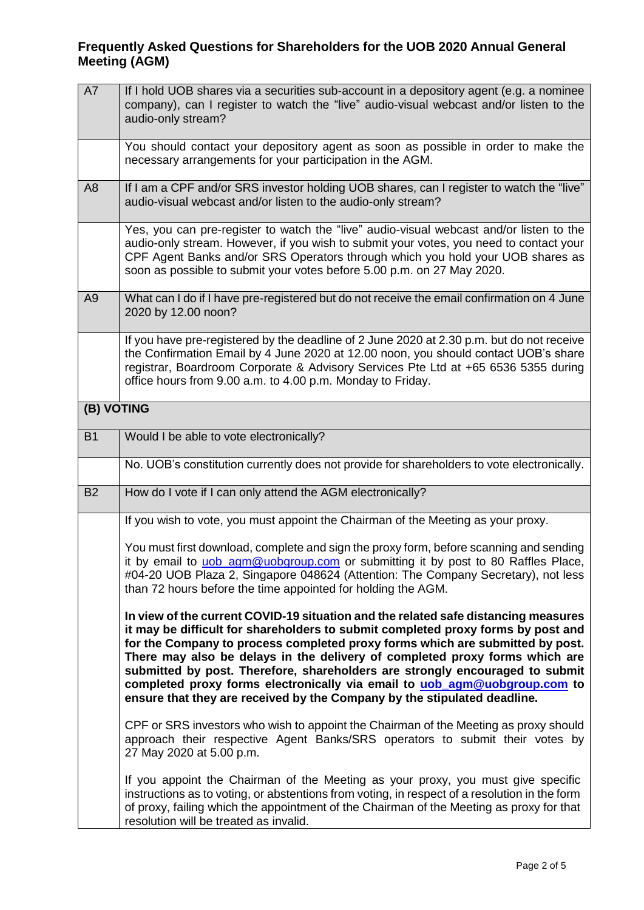## Frequently Asked Questions for Shareholders for the UOB 2020 Annual General Meeting (AGM)

| | |
|---|---|
| A7 | If I hold UOB shares via a securities sub-account in a depository agent (e.g. a nominee company), can I register to watch the "live" audio-visual webcast and/or listen to the audio-only stream? |
| | You should contact your depository agent as soon as possible in order to make the necessary arrangements for your participation in the AGM. |
| A8 | If I am a CPF and/or SRS investor holding UOB shares, can I register to watch the "live" audio-visual webcast and/or listen to the audio-only stream? |
| | Yes, you can pre-register to watch the "live" audio-visual webcast and/or listen to the audio-only stream. However, if you wish to submit your votes, you need to contact your CPF Agent Banks and/or SRS Operators through which you hold your UOB shares as soon as possible to submit your votes before 5.00 p.m. on 27 May 2020. |
| A9 | What can I do if I have pre-registered but do not receive the email confirmation on 4 June 2020 by 12.00 noon? |
| | If you have pre-registered by the deadline of 2 June 2020 at 2.30 p.m. but do not receive the Confirmation Email by 4 June 2020 at 12.00 noon, you should contact UOB's share registrar, Boardroom Corporate & Advisory Services Pte Ltd at +65 6536 5355 during office hours from 9.00 a.m. to 4.00 p.m. Monday to Friday. |
| **(B) VOTING** | |
| B1 | Would I be able to vote electronically? |
| | No. UOB's constitution currently does not provide for shareholders to vote electronically. |
| B2 | How do I vote if I can only attend the AGM electronically? |
| | If you wish to vote, you must appoint the Chairman of the Meeting as your proxy.<br><br>You must first download, complete and sign the proxy form, before scanning and sending it by email to uob_agm@uobgroup.com or submitting it by post to 80 Raffles Place, #04-20 UOB Plaza 2, Singapore 048624 (Attention: The Company Secretary), not less than 72 hours before the time appointed for holding the AGM.<br><br>**In view of the current COVID-19 situation and the related safe distancing measures it may be difficult for shareholders to submit completed proxy forms by post and for the Company to process completed proxy forms which are submitted by post. There may also be delays in the delivery of completed proxy forms which are submitted by post. Therefore, shareholders are strongly encouraged to submit completed proxy forms electronically via email to uob_agm@uobgroup.com to ensure that they are received by the Company by the stipulated deadline.**<br><br>CPF or SRS investors who wish to appoint the Chairman of the Meeting as proxy should approach their respective Agent Banks/SRS operators to submit their votes by 27 May 2020 at 5.00 p.m.<br><br>If you appoint the Chairman of the Meeting as your proxy, you must give specific instructions as to voting, or abstentions from voting, in respect of a resolution in the form of proxy, failing which the appointment of the Chairman of the Meeting as proxy for that resolution will be treated as invalid. |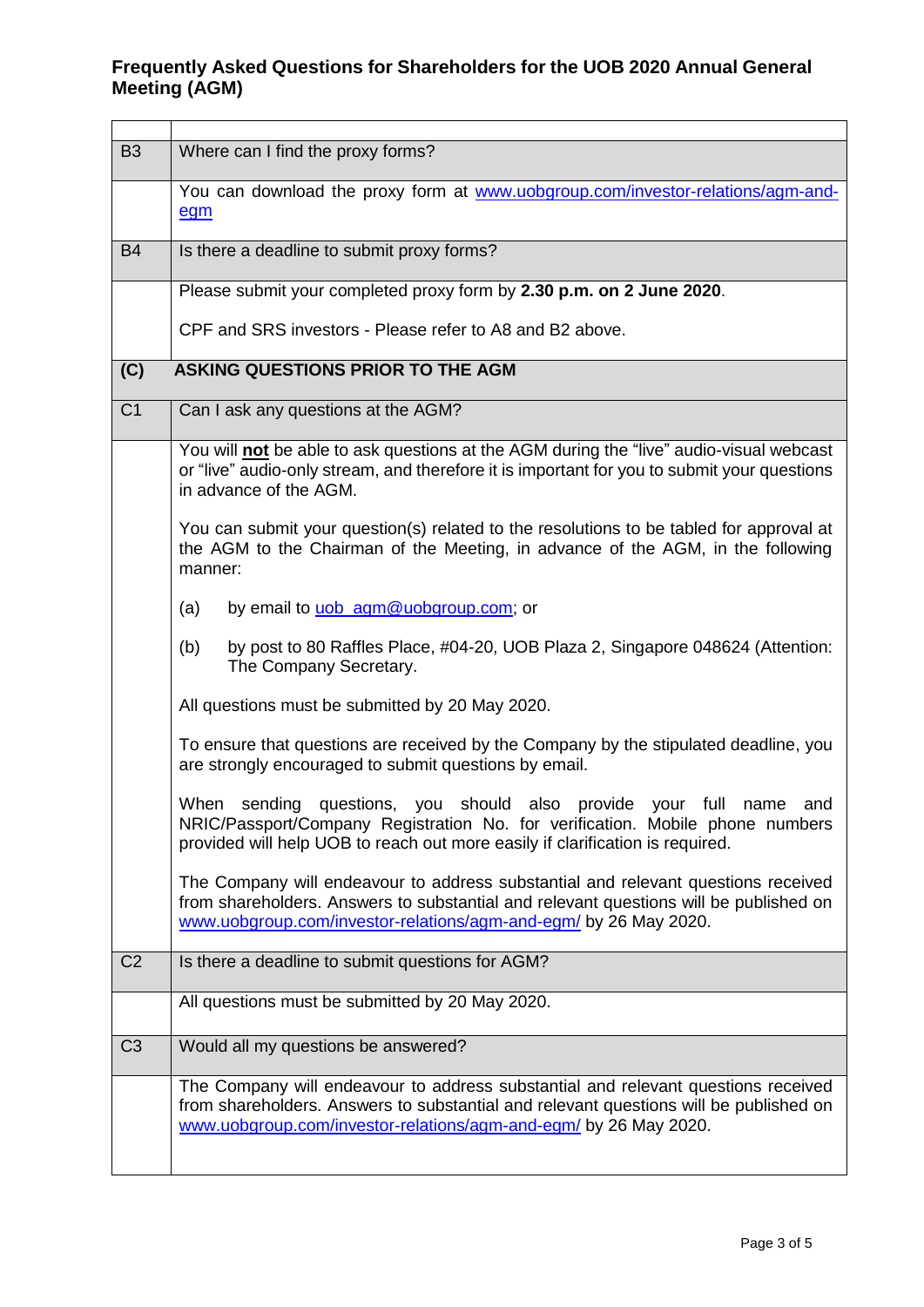# Frequently Asked Questions for Shareholders for the UOB 2020 Annual General Meeting (AGM)

| | |
|---|---|
| **B3** | **Where can I find the proxy forms?** |
| | You can download the proxy form at www.uobgroup.com/investor-relations/agm-and-egm |
| **B4** | **Is there a deadline to submit proxy forms?** |
| | Please submit your completed proxy form by **2.30 p.m. on 2 June 2020**.<br><br>CPF and SRS investors - Please refer to A8 and B2 above. |
| **(C)** | **ASKING QUESTIONS PRIOR TO THE AGM** |
| **C1** | **Can I ask any questions at the AGM?** |
| | You will **not** be able to ask questions at the AGM during the "live" audio-visual webcast or "live" audio-only stream, and therefore it is important for you to submit your questions in advance of the AGM.<br><br>You can submit your question(s) related to the resolutions to be tabled for approval at the AGM to the Chairman of the Meeting, in advance of the AGM, in the following manner:<br><br>(a) by email to uob_agm@uobgroup.com; or<br><br>(b) by post to 80 Raffles Place, #04-20, UOB Plaza 2, Singapore 048624 (Attention: The Company Secretary.<br><br>All questions must be submitted by 20 May 2020.<br><br>To ensure that questions are received by the Company by the stipulated deadline, you are strongly encouraged to submit questions by email.<br><br>When sending questions, you should also provide your full name and NRIC/Passport/Company Registration No. for verification. Mobile phone numbers provided will help UOB to reach out more easily if clarification is required.<br><br>The Company will endeavour to address substantial and relevant questions received from shareholders. Answers to substantial and relevant questions will be published on www.uobgroup.com/investor-relations/agm-and-egm/ by 26 May 2020. |
| **C2** | **Is there a deadline to submit questions for AGM?** |
| | All questions must be submitted by 20 May 2020. |
| **C3** | **Would all my questions be answered?** |
| | The Company will endeavour to address substantial and relevant questions received from shareholders. Answers to substantial and relevant questions will be published on www.uobgroup.com/investor-relations/agm-and-egm/ by 26 May 2020. |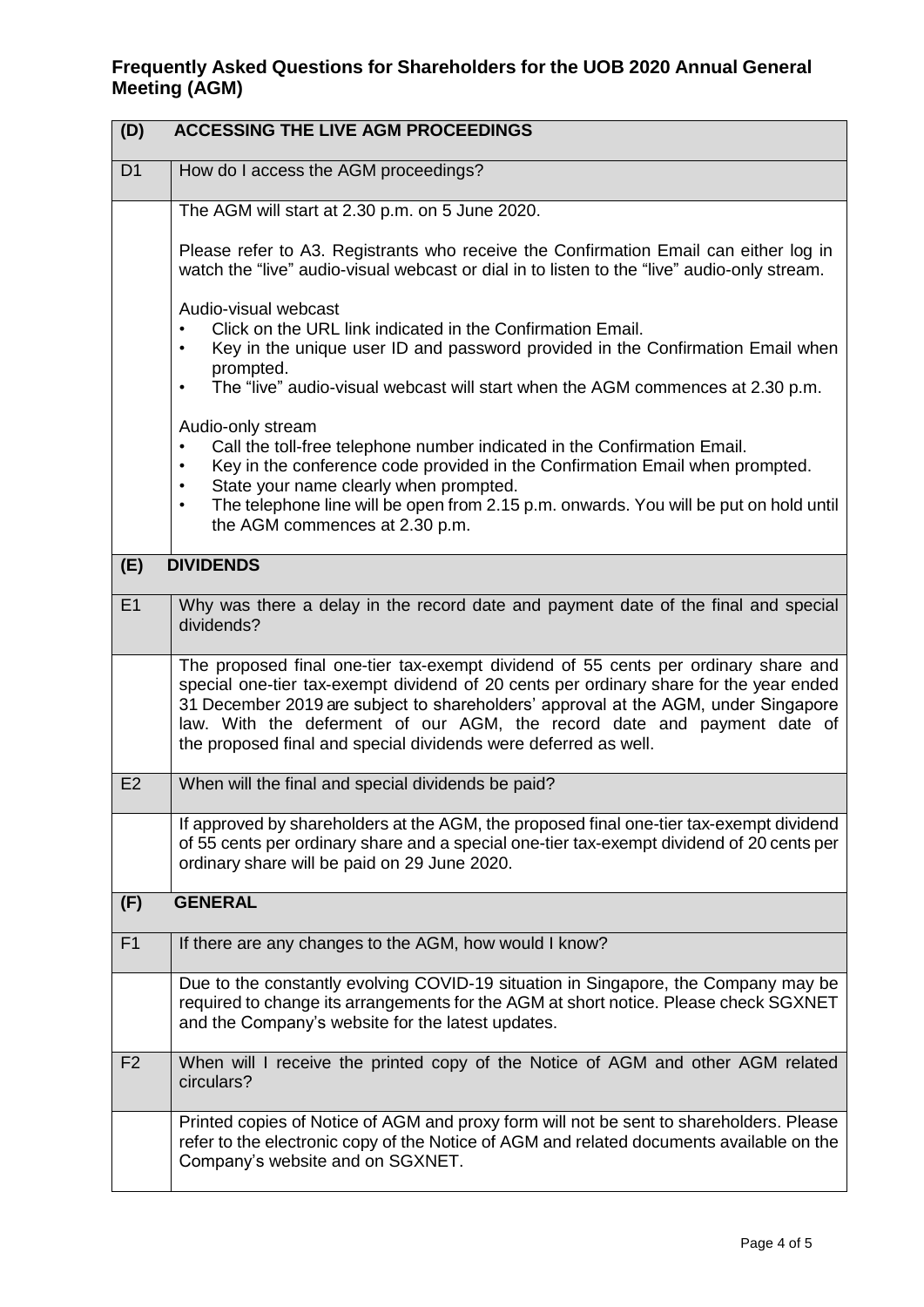# Frequently Asked Questions for Shareholders for the UOB 2020 Annual General Meeting (AGM)

| (D) | ACCESSING THE LIVE AGM PROCEEDINGS |
| --- | --- |
| D1 | How do I access the AGM proceedings? |
| | The AGM will start at 2.30 p.m. on 5 June 2020.<br><br>Please refer to A3. Registrants who receive the Confirmation Email can either log in watch the "live" audio-visual webcast or dial in to listen to the "live" audio-only stream.<br><br>Audio-visual webcast<br>• Click on the URL link indicated in the Confirmation Email.<br>• Key in the unique user ID and password provided in the Confirmation Email when prompted.<br>• The "live" audio-visual webcast will start when the AGM commences at 2.30 p.m.<br><br>Audio-only stream<br>• Call the toll-free telephone number indicated in the Confirmation Email.<br>• Key in the conference code provided in the Confirmation Email when prompted.<br>• State your name clearly when prompted.<br>• The telephone line will be open from 2.15 p.m. onwards. You will be put on hold until the AGM commences at 2.30 p.m. |
| **(E)** | **DIVIDENDS** |
| E1 | Why was there a delay in the record date and payment date of the final and special dividends? |
| | The proposed final one-tier tax-exempt dividend of 55 cents per ordinary share and special one-tier tax-exempt dividend of 20 cents per ordinary share for the year ended 31 December 2019 are subject to shareholders' approval at the AGM, under Singapore law. With the deferment of our AGM, the record date and payment date of the proposed final and special dividends were deferred as well. |
| E2 | When will the final and special dividends be paid? |
| | If approved by shareholders at the AGM, the proposed final one-tier tax-exempt dividend of 55 cents per ordinary share and a special one-tier tax-exempt dividend of 20 cents per ordinary share will be paid on 29 June 2020. |
| **(F)** | **GENERAL** |
| F1 | If there are any changes to the AGM, how would I know? |
| | Due to the constantly evolving COVID-19 situation in Singapore, the Company may be required to change its arrangements for the AGM at short notice. Please check SGXNET and the Company's website for the latest updates. |
| F2 | When will I receive the printed copy of the Notice of AGM and other AGM related circulars? |
| | Printed copies of Notice of AGM and proxy form will not be sent to shareholders. Please refer to the electronic copy of the Notice of AGM and related documents available on the Company's website and on SGXNET. |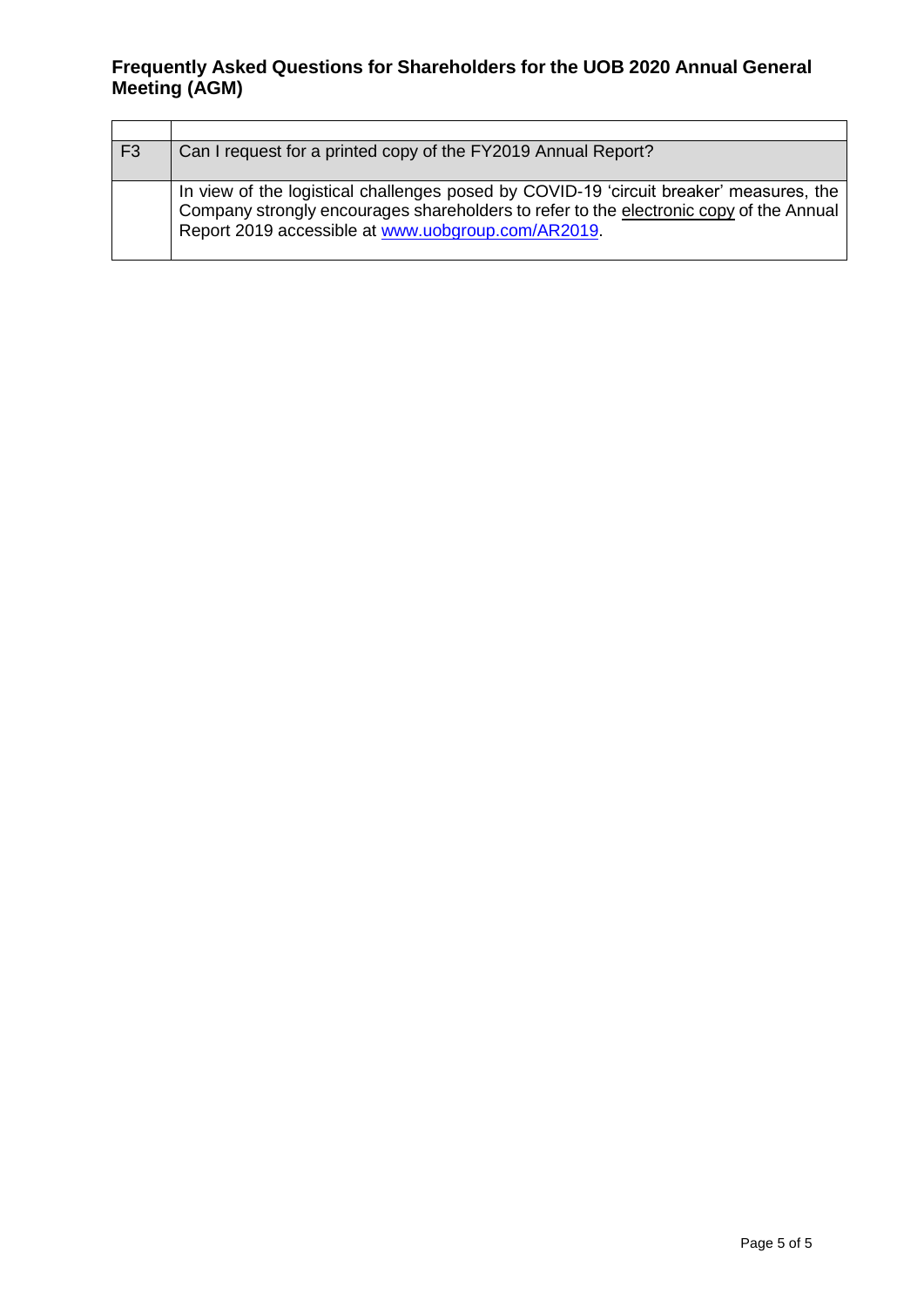## Frequently Asked Questions for Shareholders for the UOB 2020 Annual General Meeting (AGM)

| | |
|---|---|
| F3 | Can I request for a printed copy of the FY2019 Annual Report? |
| | In view of the logistical challenges posed by COVID-19 'circuit breaker' measures, the Company strongly encourages shareholders to refer to the electronic copy of the Annual Report 2019 accessible at www.uobgroup.com/AR2019. |